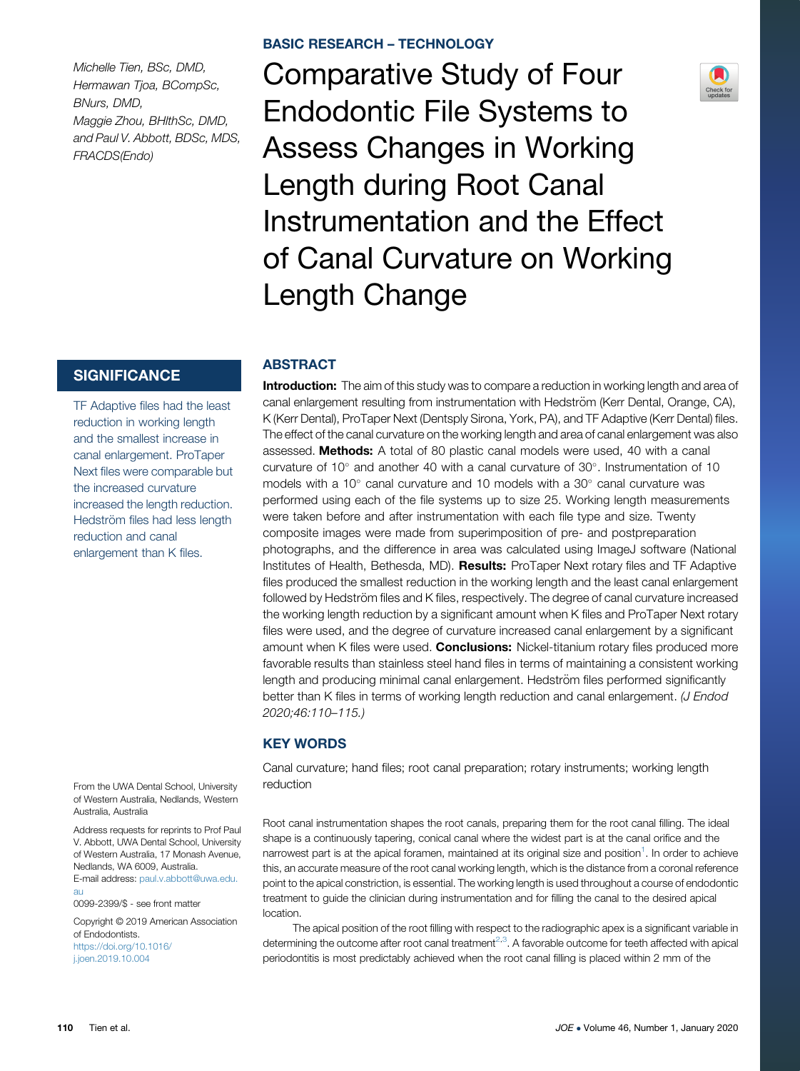BASIC RESEARCH – TECHNOLOGY

# Comparative Study of Four Endodontic File Systems to Assess Changes in Working Length during Root Canal Instrumentation and the Effect of Canal Curvature on Working Length Change

*Michelle Tien, BSc, DMD, Hermawan Tjoa, BCompSc, BNurs, DMD, Maggie Zhou, BHlthSc, DMD, and Paul V. Abbott, BDSc, MDS, FRACDS(Endo)*

## SIGNIFICANCE

TF Adaptive files had the least reduction in working length and the smallest increase in canal enlargement. ProTaper Next files were comparable but the increased curvature increased the length reduction. Hedström files had less length reduction and canal enlargement than K files.

## ABSTRACT

**Introduction:** The aim of this study was to compare a reduction in working length and area of canal enlargement resulting from instrumentation with Hedström (Kerr Dental, Orange, CA), K (Kerr Dental), ProTaper Next (Dentsply Sirona, York, PA), and TF Adaptive (Kerr Dental) files. The effect of the canal curvature on the working length and area of canal enlargement was also assessed. **Methods:** A total of 80 plastic canal models were used, 40 with a canal curvature of 10° and another 40 with a canal curvature of 30°. Instrumentation of 10 models with a 10° canal curvature and 10 models with a 30° canal curvature was performed using each of the file systems up to size 25. Working length measurements were taken before and after instrumentation with each file type and size. Twenty composite images were made from superimposition of pre- and postpreparation photographs, and the difference in area was calculated using ImageJ software (National Institutes of Health, Bethesda, MD). **Results:** ProTaper Next rotary files and TF Adaptive files produced the smallest reduction in the working length and the least canal enlargement followed by Hedström files and K files, respectively. The degree of canal curvature increased the working length reduction by a significant amount when K files and ProTaper Next rotary files were used, and the degree of curvature increased canal enlargement by a significant amount when K files were used. **Conclusions:** Nickel-titanium rotary files produced more favorable results than stainless steel hand files in terms of maintaining a consistent working length and producing minimal canal enlargement. Hedström files performed significantly better than K files in terms of working length reduction and canal enlargement. *(J Endod 2020;46:110–115.)*

## KEY WORDS

Canal curvature; hand files; root canal preparation; rotary instruments; working length reduction

From the UWA Dental School, University of Western Australia, Nedlands, Western Australia, Australia

Address requests for reprints to Prof Paul V. Abbott, UWA Dental School, University of Western Australia, 17 Monash Avenue, Nedlands, WA 6009, Australia.
E-mail address: paul.v.abbott@uwa.edu.au

0099-2399/$ - see front matter

Copyright © 2019 American Association of Endodontists.
https://doi.org/10.1016/j.joen.2019.10.004

Root canal instrumentation shapes the root canals, preparing them for the root canal filling. The ideal shape is a continuously tapering, conical canal where the widest part is at the canal orifice and the narrowest part is at the apical foramen, maintained at its original size and position[1]. In order to achieve this, an accurate measure of the root canal working length, which is the distance from a coronal reference point to the apical constriction, is essential. The working length is used throughout a course of endodontic treatment to guide the clinician during instrumentation and for filling the canal to the desired apical location.

The apical position of the root filling with respect to the radiographic apex is a significant variable in determining the outcome after root canal treatment[2,3]. A favorable outcome for teeth affected with apical periodontitis is most predictably achieved when the root canal filling is placed within 2 mm of the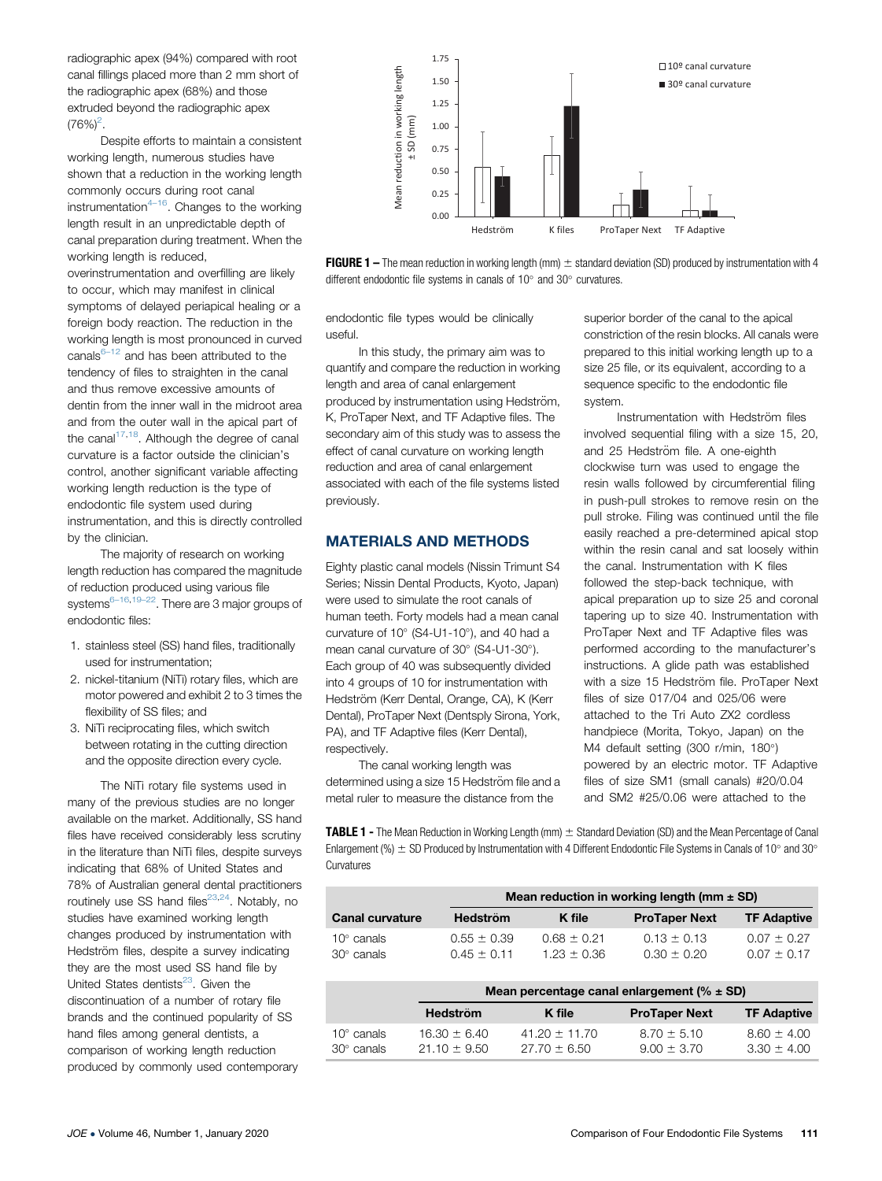radiographic apex (94%) compared with root canal fillings placed more than 2 mm short of the radiographic apex (68%) and those extruded beyond the radiographic apex (76%)[2].

Despite efforts to maintain a consistent working length, numerous studies have shown that a reduction in the working length commonly occurs during root canal instrumentation[4–16]. Changes to the working length result in an unpredictable depth of canal preparation during treatment. When the working length is reduced, overinstrumentation and overfilling are likely to occur, which may manifest in clinical symptoms of delayed periapical healing or a foreign body reaction. The reduction in the working length is most pronounced in curved canals[6–12] and has been attributed to the tendency of files to straighten in the canal and thus remove excessive amounts of dentin from the inner wall in the midroot area and from the outer wall in the apical part of the canal[17,18]. Although the degree of canal curvature is a factor outside the clinician's control, another significant variable affecting working length reduction is the type of endodontic file system used during instrumentation, and this is directly controlled by the clinician.

The majority of research on working length reduction has compared the magnitude of reduction produced using various file systems[6–16,19–22]. There are 3 major groups of endodontic files:

1. stainless steel (SS) hand files, traditionally used for instrumentation;
2. nickel-titanium (NiTi) rotary files, which are motor powered and exhibit 2 to 3 times the flexibility of SS files; and
3. NiTi reciprocating files, which switch between rotating in the cutting direction and the opposite direction every cycle.

The NiTi rotary file systems used in many of the previous studies are no longer available on the market. Additionally, SS hand files have received considerably less scrutiny in the literature than NiTi files, despite surveys indicating that 68% of United States and 78% of Australian general dental practitioners routinely use SS hand files[23,24]. Notably, no studies have examined working length changes produced by instrumentation with Hedström files, despite a survey indicating they are the most used SS hand file by United States dentists[23]. Given the discontinuation of a number of rotary file brands and the continued popularity of SS hand files among general dentists, a comparison of working length reduction produced by commonly used contemporary endodontic file types would be clinically useful.

In this study, the primary aim was to quantify and compare the reduction in working length and area of canal enlargement produced by instrumentation using Hedström, K, ProTaper Next, and TF Adaptive files. The secondary aim of this study was to assess the effect of canal curvature on working length reduction and area of canal enlargement associated with each of the file systems listed previously.

## MATERIALS AND METHODS

Eighty plastic canal models (Nissin Trimunt S4 Series; Nissin Dental Products, Kyoto, Japan) were used to simulate the root canals of human teeth. Forty models had a mean canal curvature of 10° (S4-U1-10°), and 40 had a mean canal curvature of 30° (S4-U1-30°). Each group of 40 was subsequently divided into 4 groups of 10 for instrumentation with Hedström (Kerr Dental, Orange, CA), K (Kerr Dental), ProTaper Next (Dentsply Sirona, York, PA), and TF Adaptive files (Kerr Dental), respectively.

The canal working length was determined using a size 15 Hedström file and a metal ruler to measure the distance from the superior border of the canal to the apical constriction of the resin blocks. All canals were prepared to this initial working length up to a size 25 file, or its equivalent, according to a sequence specific to the endodontic file system.

Instrumentation with Hedström files involved sequential filing with a size 15, 20, and 25 Hedström file. A one-eighth clockwise turn was used to engage the resin walls followed by circumferential filing in push-pull strokes to remove resin on the pull stroke. Filing was continued until the file easily reached a pre-determined apical stop within the resin canal and sat loosely within the canal. Instrumentation with K files followed the step-back technique, with apical preparation up to size 25 and coronal tapering up to size 40. Instrumentation with ProTaper Next and TF Adaptive files was performed according to the manufacturer's instructions. A glide path was established with a size 15 Hedström file. ProTaper Next files of size 017/04 and 025/06 were attached to the Tri Auto ZX2 cordless handpiece (Morita, Tokyo, Japan) on the M4 default setting (300 r/min, 180°) powered by an electric motor. TF Adaptive files of size SM1 (small canals) #20/0.04 and SM2 #25/0.06 were attached to the

**FIGURE 1 –** The mean reduction in working length (mm) ± standard deviation (SD) produced by instrumentation with 4 different endodontic file systems in canals of 10° and 30° curvatures.

**TABLE 1 -** The Mean Reduction in Working Length (mm) ± Standard Deviation (SD) and the Mean Percentage of Canal Enlargement (%) ± SD Produced by Instrumentation with 4 Different Endodontic File Systems in Canals of 10° and 30° Curvatures

| | Mean reduction in working length (mm ± SD) | | | |
|---|---|---|---|---|
| **Canal curvature** | **Hedström** | **K file** | **ProTaper Next** | **TF Adaptive** |
| 10° canals | 0.55 ± 0.39 | 0.68 ± 0.21 | 0.13 ± 0.13 | 0.07 ± 0.27 |
| 30° canals | 0.45 ± 0.11 | 1.23 ± 0.36 | 0.30 ± 0.20 | 0.07 ± 0.17 |

| | Mean percentage canal enlargement (% ± SD) | | | |
|---|---|---|---|---|
| | **Hedström** | **K file** | **ProTaper Next** | **TF Adaptive** |
| 10° canals | 16.30 ± 6.40 | 41.20 ± 11.70 | 8.70 ± 5.10 | 8.60 ± 4.00 |
| 30° canals | 21.10 ± 9.50 | 27.70 ± 6.50 | 9.00 ± 3.70 | 3.30 ± 4.00 |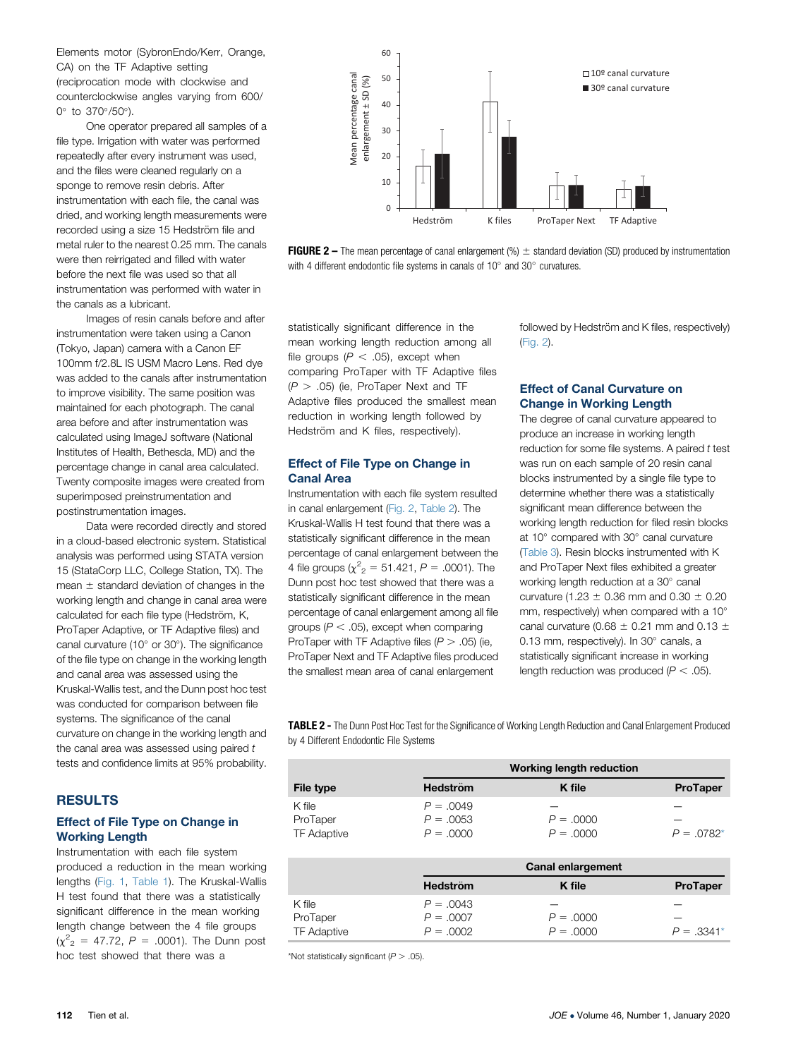Elements motor (SybronEndo/Kerr, Orange, CA) on the TF Adaptive setting (reciprocation mode with clockwise and counterclockwise angles varying from 600/0° to 370°/50°).

One operator prepared all samples of a file type. Irrigation with water was performed repeatedly after every instrument was used, and the files were cleaned regularly on a sponge to remove resin debris. After instrumentation with each file, the canal was dried, and working length measurements were recorded using a size 15 Hedström file and metal ruler to the nearest 0.25 mm. The canals were then reirrigated and filled with water before the next file was used so that all instrumentation was performed with water in the canals as a lubricant.

Images of resin canals before and after instrumentation were taken using a Canon (Tokyo, Japan) camera with a Canon EF 100mm f/2.8L IS USM Macro Lens. Red dye was added to the canals after instrumentation to improve visibility. The same position was maintained for each photograph. The canal area before and after instrumentation was calculated using ImageJ software (National Institutes of Health, Bethesda, MD) and the percentage change in canal area calculated. Twenty composite images were created from superimposed preinstrumentation and postinstrumentation images.

Data were recorded directly and stored in a cloud-based electronic system. Statistical analysis was performed using STATA version 15 (StataCorp LLC, College Station, TX). The mean ± standard deviation of changes in the working length and change in canal area were calculated for each file type (Hedström, K, ProTaper Adaptive, or TF Adaptive files) and canal curvature (10° or 30°). The significance of the file type on change in the working length and canal area was assessed using the Kruskal-Wallis test, and the Dunn post hoc test was conducted for comparison between file systems. The significance of the canal curvature on change in the working length and the canal area was assessed using paired *t* tests and confidence limits at 95% probability.

## RESULTS

### Effect of File Type on Change in Working Length

Instrumentation with each file system produced a reduction in the mean working lengths (Fig. 1, Table 1). The Kruskal-Wallis H test found that there was a statistically significant difference in the mean working length change between the 4 file groups ($\chi^2_2$ = 47.72, $P$ = .0001). The Dunn post hoc test showed that there was a statistically significant difference in the mean working length reduction among all file groups ($P < .05$), except when comparing ProTaper with TF Adaptive files ($P > .05$) (ie, ProTaper Next and TF Adaptive files produced the smallest mean reduction in working length followed by Hedström and K files, respectively).

### Effect of File Type on Change in Canal Area

Instrumentation with each file system resulted in canal enlargement (Fig. 2, Table 2). The Kruskal-Wallis H test found that there was a statistically significant difference in the mean percentage of canal enlargement between the 4 file groups ($\chi^2_2$ = 51.421, $P$ = .0001). The Dunn post hoc test showed that there was a statistically significant difference in the mean percentage of canal enlargement among all file groups ($P < .05$), except when comparing ProTaper with TF Adaptive files ($P > .05$) (ie, ProTaper Next and TF Adaptive files produced the smallest mean area of canal enlargement followed by Hedström and K files, respectively) (Fig. 2).

### Effect of Canal Curvature on Change in Working Length

The degree of canal curvature appeared to produce an increase in working length reduction for some file systems. A paired *t* test was run on each sample of 20 resin canal blocks instrumented by a single file type to determine whether there was a statistically significant mean difference between the working length reduction for filed resin blocks at 10° compared with 30° canal curvature (Table 3). Resin blocks instrumented with K and ProTaper Next files exhibited a greater working length reduction at a 30° canal curvature (1.23 ± 0.36 mm and 0.30 ± 0.20 mm, respectively) when compared with a 10° canal curvature (0.68 ± 0.21 mm and 0.13 ± 0.13 mm, respectively). In 30° canals, a statistically significant increase in working length reduction was produced ($P < .05$).

**FIGURE 2 –** The mean percentage of canal enlargement (%) ± standard deviation (SD) produced by instrumentation with 4 different endodontic file systems in canals of 10° and 30° curvatures.

**TABLE 2 -** The Dunn Post Hoc Test for the Significance of Working Length Reduction and Canal Enlargement Produced by 4 Different Endodontic File Systems

| | Working length reduction | | |
|---|---|---|---|
| **File type** | **Hedström** | **K file** | **ProTaper** |
| K file | $P$ = .0049 | — | — |
| ProTaper | $P$ = .0053 | $P$ = .0000 | — |
| TF Adaptive | $P$ = .0000 | $P$ = .0000 | $P$ = .0782* |
| | **Canal enlargement** | | |
| | **Hedström** | **K file** | **ProTaper** |
| K file | $P$ = .0043 | — | — |
| ProTaper | $P$ = .0007 | $P$ = .0000 | — |
| TF Adaptive | $P$ = .0002 | $P$ = .0000 | $P$ = .3341* |

*Not statistically significant ($P > .05$).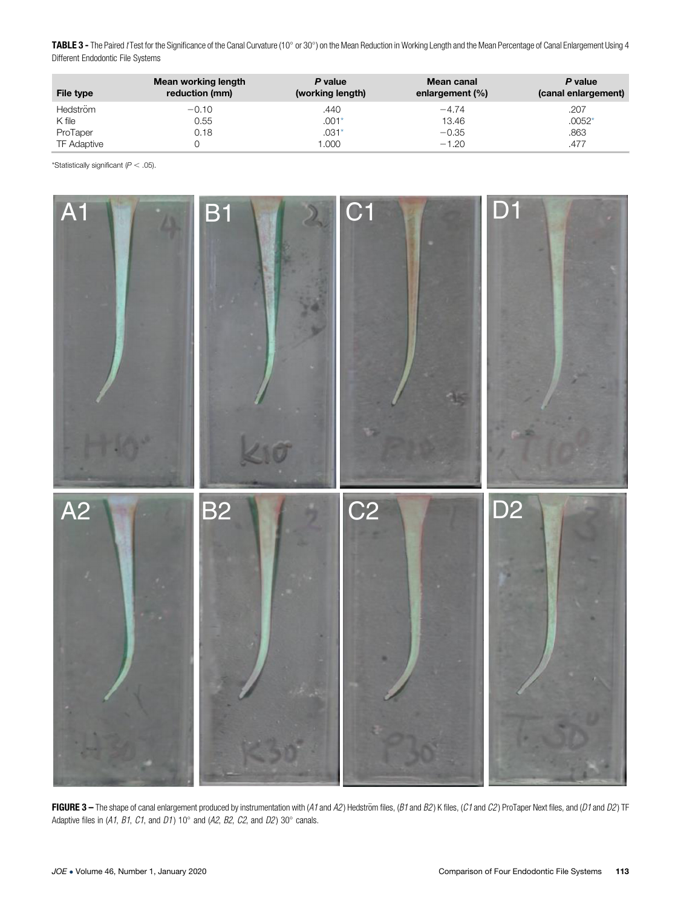**TABLE 3 -** The Paired *t* Test for the Significance of the Canal Curvature (10° or 30°) on the Mean Reduction in Working Length and the Mean Percentage of Canal Enlargement Using 4 Different Endodontic File Systems

| File type | Mean working length reduction (mm) | *P* value (working length) | Mean canal enlargement (%) | *P* value (canal enlargement) |
|---|---|---|---|---|
| Hedström | −0.10 | .440 | −4.74 | .207 |
| K file | 0.55 | .001* | 13.46 | .0052* |
| ProTaper | 0.18 | .031* | −0.35 | .863 |
| TF Adaptive | 0 | 1.000 | −1.20 | .477 |

*Statistically significant ($P < .05$).

**FIGURE 3 –** The shape of canal enlargement produced by instrumentation with (*A1* and *A2*) Hedström files, (*B1* and *B2*) K files, (*C1* and *C2*) ProTaper Next files, and (*D1* and *D2*) TF Adaptive files in (*A1*, *B1*, *C1*, and *D1*) 10° and (*A2*, *B2*, *C2*, and *D2*) 30° canals.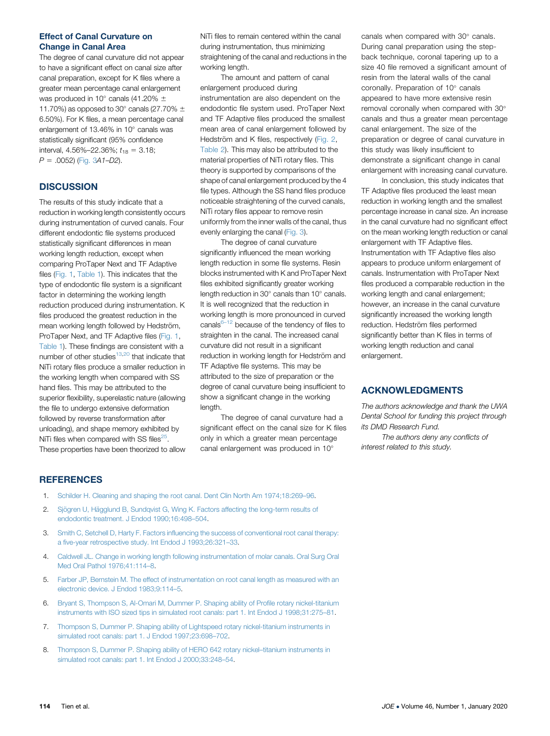### Effect of Canal Curvature on Change in Canal Area

The degree of canal curvature did not appear to have a significant effect on canal size after canal preparation, except for K files where a greater mean percentage canal enlargement was produced in 10° canals (41.20% ± 11.70%) as opposed to 30° canals (27.70% ± 6.50%). For K files, a mean percentage canal enlargement of 13.46% in 10° canals was statistically significant (95% confidence interval, 4.56%–22.36%; $t_{18} = 3.18$; $P = .0052$) (Fig. 3*A1–D2*).

## DISCUSSION

The results of this study indicate that a reduction in working length consistently occurs during instrumentation of curved canals. Four different endodontic file systems produced statistically significant differences in mean working length reduction, except when comparing ProTaper Next and TF Adaptive files (Fig. 1, Table 1). This indicates that the type of endodontic file system is a significant factor in determining the working length reduction produced during instrumentation. K files produced the greatest reduction in the mean working length followed by Hedström, ProTaper Next, and TF Adaptive files (Fig. 1, Table 1). These findings are consistent with a number of other studies[13,20] that indicate that NiTi rotary files produce a smaller reduction in the working length when compared with SS hand files. This may be attributed to the superior flexibility, superelastic nature (allowing the file to undergo extensive deformation followed by reverse transformation after unloading), and shape memory exhibited by NiTi files when compared with SS files[25]. These properties have been theorized to allow NiTi files to remain centered within the canal during instrumentation, thus minimizing straightening of the canal and reductions in the working length.

The amount and pattern of canal enlargement produced during instrumentation are also dependent on the endodontic file system used. ProTaper Next and TF Adaptive files produced the smallest mean area of canal enlargement followed by Hedström and K files, respectively (Fig. 2, Table 2). This may also be attributed to the material properties of NiTi rotary files. This theory is supported by comparisons of the shape of canal enlargement produced by the 4 file types. Although the SS hand files produce noticeable straightening of the curved canals, NiTi rotary files appear to remove resin uniformly from the inner walls of the canal, thus evenly enlarging the canal (Fig. 3).

The degree of canal curvature significantly influenced the mean working length reduction in some file systems. Resin blocks instrumented with K and ProTaper Next files exhibited significantly greater working length reduction in 30° canals than 10° canals. It is well recognized that the reduction in working length is more pronounced in curved canals[6–12] because of the tendency of files to straighten in the canal. The increased canal curvature did not result in a significant reduction in working length for Hedström and TF Adaptive file systems. This may be attributed to the size of preparation or the degree of canal curvature being insufficient to show a significant change in the working length.

The degree of canal curvature had a significant effect on the canal size for K files only in which a greater mean percentage canal enlargement was produced in 10° canals when compared with 30° canals. During canal preparation using the step-back technique, coronal tapering up to a size 40 file removed a significant amount of resin from the lateral walls of the canal coronally. Preparation of 10° canals appeared to have more extensive resin removal coronally when compared with 30° canals and thus a greater mean percentage canal enlargement. The size of the preparation or degree of canal curvature in this study was likely insufficient to demonstrate a significant change in canal enlargement with increasing canal curvature.

In conclusion, this study indicates that TF Adaptive files produced the least mean reduction in working length and the smallest percentage increase in canal size. An increase in the canal curvature had no significant effect on the mean working length reduction or canal enlargement with TF Adaptive files. Instrumentation with TF Adaptive files also appears to produce uniform enlargement of canals. Instrumentation with ProTaper Next files produced a comparable reduction in the working length and canal enlargement; however, an increase in the canal curvature significantly increased the working length reduction. Hedström files performed significantly better than K files in terms of working length reduction and canal enlargement.

## ACKNOWLEDGMENTS

*The authors acknowledge and thank the UWA Dental School for funding this project through its DMD Research Fund.*

*The authors deny any conflicts of interest related to this study.*

## REFERENCES

1. Schilder H. Cleaning and shaping the root canal. Dent Clin North Am 1974;18:269–96.
2. Sjögren U, Hägglund B, Sundqvist G, Wing K. Factors affecting the long-term results of endodontic treatment. J Endod 1990;16:498–504.
3. Smith C, Setchell D, Harty F. Factors influencing the success of conventional root canal therapy: a five-year retrospective study. Int Endod J 1993;26:321–33.
4. Caldwell JL. Change in working length following instrumentation of molar canals. Oral Surg Oral Med Oral Pathol 1976;41:114–8.
5. Farber JP, Bernstein M. The effect of instrumentation on root canal length as measured with an electronic device. J Endod 1983;9:114–5.
6. Bryant S, Thompson S, Al-Omari M, Dummer P. Shaping ability of Profile rotary nickel-titanium instruments with ISO sized tips in simulated root canals: part 1. Int Endod J 1998;31:275–81.
7. Thompson S, Dummer P. Shaping ability of Lightspeed rotary nickel-titanium instruments in simulated root canals: part 1. J Endod 1997;23:698–702.
8. Thompson S, Dummer P. Shaping ability of HERO 642 rotary nickel–titanium instruments in simulated root canals: part 1. Int Endod J 2000;33:248–54.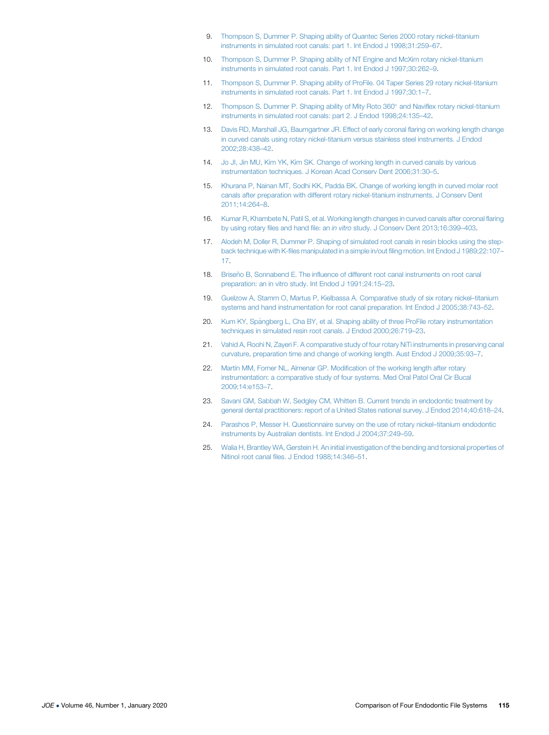9. Thompson S, Dummer P. Shaping ability of Quantec Series 2000 rotary nickel-titanium instruments in simulated root canals: part 1. Int Endod J 1998;31:259–67.
10. Thompson S, Dummer P. Shaping ability of NT Engine and McXim rotary nickel-titanium instruments in simulated root canals. Part 1. Int Endod J 1997;30:262–9.
11. Thompson S, Dummer P. Shaping ability of ProFile. 04 Taper Series 29 rotary nickel-titanium instruments in simulated root canals. Part 1. Int Endod J 1997;30:1–7.
12. Thompson S, Dummer P. Shaping ability of Mity Roto 360° and Naviflex rotary nickel-titanium instruments in simulated root canals: part 2. J Endod 1998;24:135–42.
13. Davis RD, Marshall JG, Baumgartner JR. Effect of early coronal flaring on working length change in curved canals using rotary nickel-titanium versus stainless steel instruments. J Endod 2002;28:438–42.
14. Jo JI, Jin MU, Kim YK, Kim SK. Change of working length in curved canals by various instrumentation techniques. J Korean Acad Conserv Dent 2006;31:30–5.
15. Khurana P, Nainan MT, Sodhi KK, Padda BK. Change of working length in curved molar root canals after preparation with different rotary nickel-titanium instruments. J Conserv Dent 2011;14:264–8.
16. Kumar R, Khambete N, Patil S, et al. Working length changes in curved canals after coronal flaring by using rotary files and hand file: an *in vitro* study. J Conserv Dent 2013;16:399–403.
17. Alodeh M, Doller R, Dummer P. Shaping of simulated root canals in resin blocks using the step-back technique with K-files manipulated in a simple in/out filing motion. Int Endod J 1989;22:107–17.
18. Briseño B, Sonnabend E. The influence of different root canal instruments on root canal preparation: an in vitro study. Int Endod J 1991;24:15–23.
19. Guelzow A, Stamm O, Martus P, Kielbassa A. Comparative study of six rotary nickel–titanium systems and hand instrumentation for root canal preparation. Int Endod J 2005;38:743–52.
20. Kum KY, Spångberg L, Cha BY, et al. Shaping ability of three ProFile rotary instrumentation techniques in simulated resin root canals. J Endod 2000;26:719–23.
21. Vahid A, Roohi N, Zayeri F. A comparative study of four rotary NiTi instruments in preserving canal curvature, preparation time and change of working length. Aust Endod J 2009;35:93–7.
22. Martín MM, Forner NL, Almenar GP. Modification of the working length after rotary instrumentation: a comparative study of four systems. Med Oral Patol Oral Cir Bucal 2009;14:e153–7.
23. Savani GM, Sabbah W, Sedgley CM, Whitten B. Current trends in endodontic treatment by general dental practitioners: report of a United States national survey. J Endod 2014;40:618–24.
24. Parashos P, Messer H. Questionnaire survey on the use of rotary nickel–titanium endodontic instruments by Australian dentists. Int Endod J 2004;37:249–59.
25. Walia H, Brantley WA, Gerstein H. An initial investigation of the bending and torsional properties of Nitinol root canal files. J Endod 1988;14:346–51.